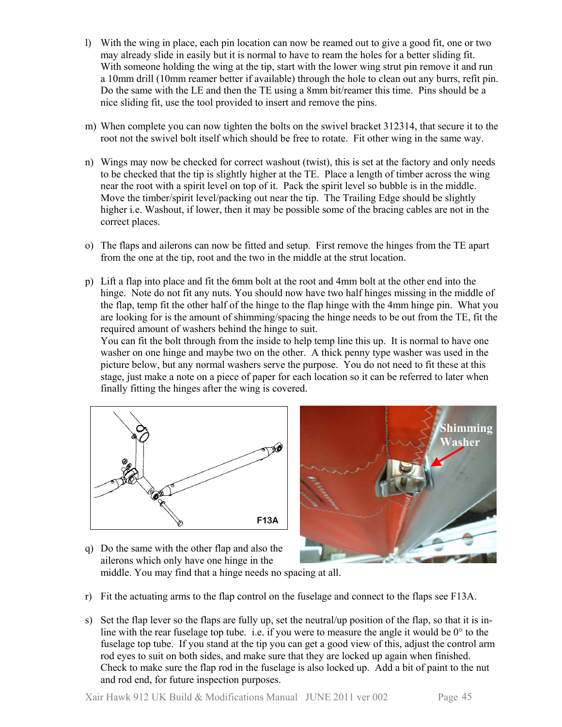l) With the wing in place, each pin location can now be reamed out to give a good fit, one or two may already slide in easily but it is normal to have to ream the holes for a better sliding fit. With someone holding the wing at the tip, start with the lower wing strut pin remove it and run a 10mm drill (10mm reamer better if available) through the hole to clean out any burrs, refit pin. Do the same with the LE and then the TE using a 8mm bit/reamer this time. Pins should be a nice sliding fit, use the tool provided to insert and remove the pins.

m) When complete you can now tighten the bolts on the swivel bracket 312314, that secure it to the root not the swivel bolt itself which should be free to rotate. Fit other wing in the same way.

n) Wings may now be checked for correct washout (twist), this is set at the factory and only needs to be checked that the tip is slightly higher at the TE. Place a length of timber across the wing near the root with a spirit level on top of it. Pack the spirit level so bubble is in the middle. Move the timber/spirit level/packing out near the tip. The Trailing Edge should be slightly higher i.e. Washout, if lower, then it may be possible some of the bracing cables are not in the correct places.

o) The flaps and ailerons can now be fitted and setup. First remove the hinges from the TE apart from the one at the tip, root and the two in the middle at the strut location.

p) Lift a flap into place and fit the 6mm bolt at the root and 4mm bolt at the other end into the hinge. Note do not fit any nuts. You should now have two half hinges missing in the middle of the flap, temp fit the other half of the hinge to the flap hinge with the 4mm hinge pin. What you are looking for is the amount of shimming/spacing the hinge needs to be out from the TE, fit the required amount of washers behind the hinge to suit.
You can fit the bolt through from the inside to help temp line this up. It is normal to have one washer on one hinge and maybe two on the other. A thick penny type washer was used in the picture below, but any normal washers serve the purpose. You do not need to fit these at this stage, just make a note on a piece of paper for each location so it can be referred to later when finally fitting the hinges after the wing is covered.

F13A

Shimming Washer

q) Do the same with the other flap and also the ailerons which only have one hinge in the middle. You may find that a hinge needs no spacing at all.

r) Fit the actuating arms to the flap control on the fuselage and connect to the flaps see F13A.

s) Set the flap lever so the flaps are fully up, set the neutral/up position of the flap, so that it is in-line with the rear fuselage top tube. i.e. if you were to measure the angle it would be 0° to the fuselage top tube. If you stand at the tip you can get a good view of this, adjust the control arm rod eyes to suit on both sides, and make sure that they are locked up again when finished. Check to make sure the flap rod in the fuselage is also locked up. Add a bit of paint to the nut and rod end, for future inspection purposes.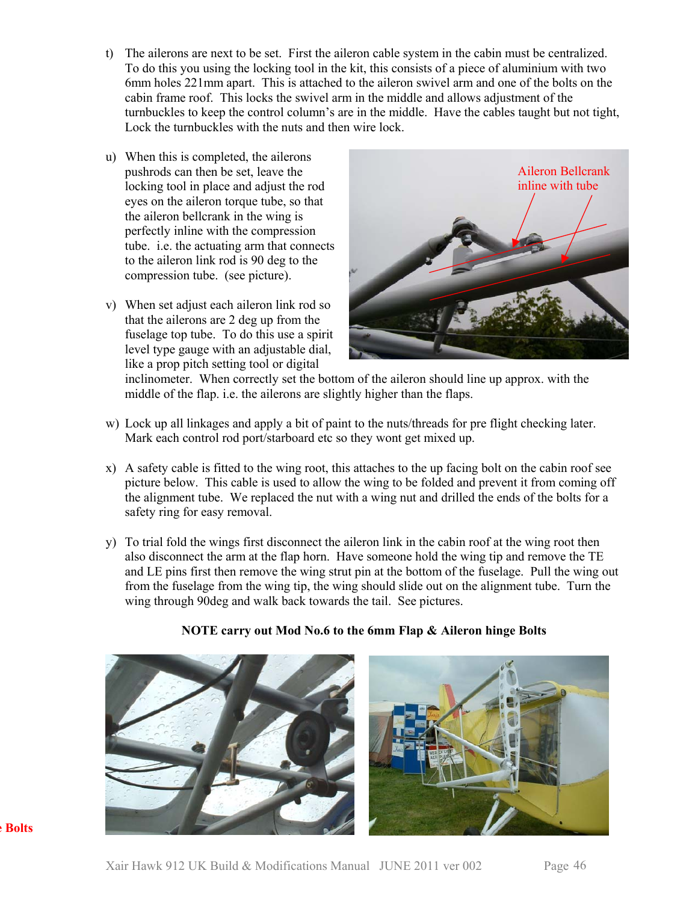t) The ailerons are next to be set. First the aileron cable system in the cabin must be centralized. To do this you using the locking tool in the kit, this consists of a piece of aluminium with two 6mm holes 221mm apart. This is attached to the aileron swivel arm and one of the bolts on the cabin frame roof. This locks the swivel arm in the middle and allows adjustment of the turnbuckles to keep the control column's are in the middle. Have the cables taught but not tight, Lock the turnbuckles with the nuts and then wire lock.

u) When this is completed, the ailerons pushrods can then be set, leave the locking tool in place and adjust the rod eyes on the aileron torque tube, so that the aileron bellcrank in the wing is perfectly inline with the compression tube. i.e. the actuating arm that connects to the aileron link rod is 90 deg to the compression tube. (see picture).

Aileron Bellcrank inline with tube

v) When set adjust each aileron link rod so that the ailerons are 2 deg up from the fuselage top tube. To do this use a spirit level type gauge with an adjustable dial, like a prop pitch setting tool or digital inclinometer. When correctly set the bottom of the aileron should line up approx. with the middle of the flap. i.e. the ailerons are slightly higher than the flaps.

w) Lock up all linkages and apply a bit of paint to the nuts/threads for pre flight checking later. Mark each control rod port/starboard etc so they wont get mixed up.

x) A safety cable is fitted to the wing root, this attaches to the up facing bolt on the cabin roof see picture below. This cable is used to allow the wing to be folded and prevent it from coming off the alignment tube. We replaced the nut with a wing nut and drilled the ends of the bolts for a safety ring for easy removal.

y) To trial fold the wings first disconnect the aileron link in the cabin roof at the wing root then also disconnect the arm at the flap horn. Have someone hold the wing tip and remove the TE and LE pins first then remove the wing strut pin at the bottom of the fuselage. Pull the wing out from the fuselage from the wing tip, the wing should slide out on the alignment tube. Turn the wing through 90deg and walk back towards the tail. See pictures.

**NOTE carry out Mod No.6 to the 6mm Flap & Aileron hinge Bolts**